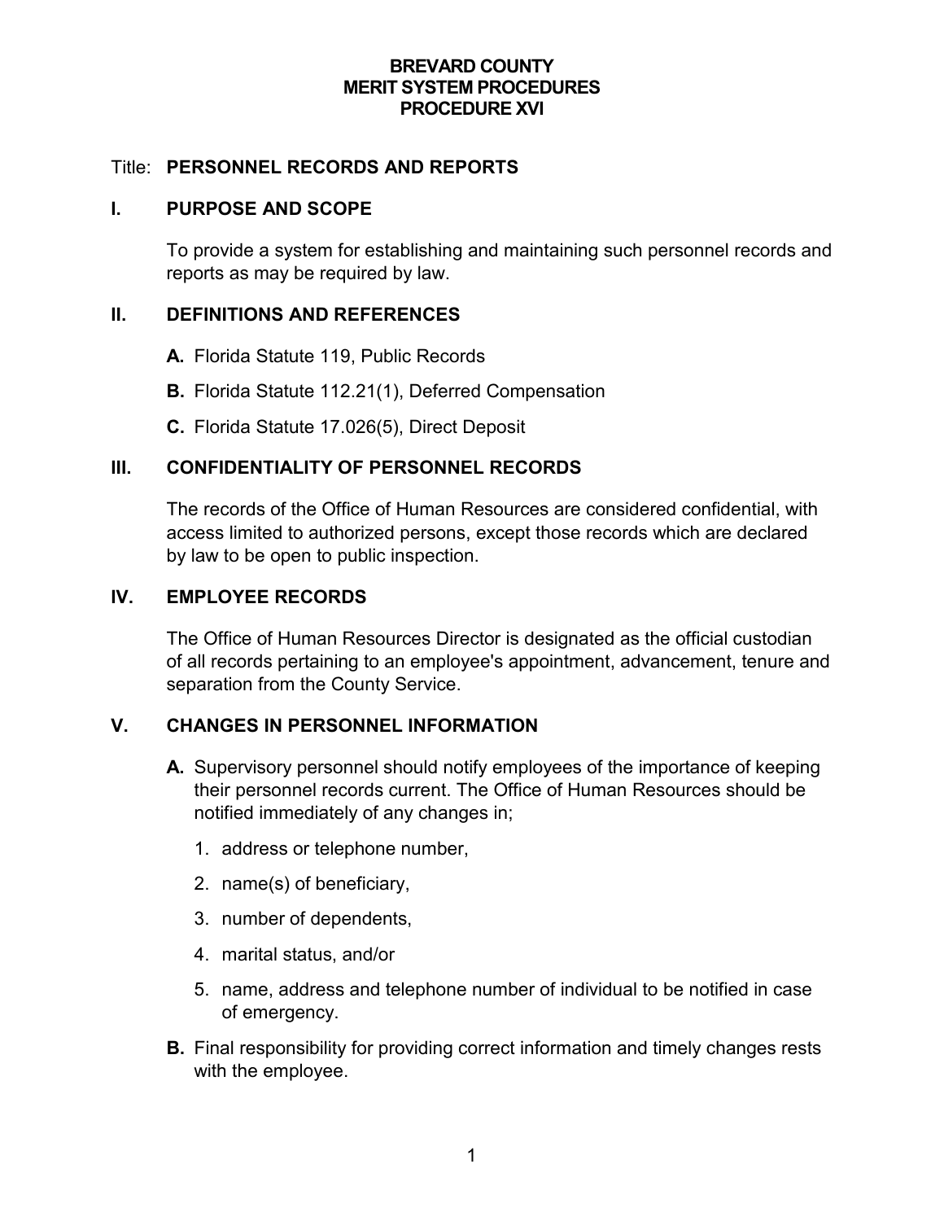# BREVARD COUNTY
# MERIT SYSTEM PROCEDURES
# PROCEDURE XVI

Title: **PERSONNEL RECORDS AND REPORTS**

## I. PURPOSE AND SCOPE

To provide a system for establishing and maintaining such personnel records and reports as may be required by law.

## II. DEFINITIONS AND REFERENCES

**A.** Florida Statute 119, Public Records

**B.** Florida Statute 112.21(1), Deferred Compensation

**C.** Florida Statute 17.026(5), Direct Deposit

## III. CONFIDENTIALITY OF PERSONNEL RECORDS

The records of the Office of Human Resources are considered confidential, with access limited to authorized persons, except those records which are declared by law to be open to public inspection.

## IV. EMPLOYEE RECORDS

The Office of Human Resources Director is designated as the official custodian of all records pertaining to an employee's appointment, advancement, tenure and separation from the County Service.

## V. CHANGES IN PERSONNEL INFORMATION

**A.** Supervisory personnel should notify employees of the importance of keeping their personnel records current. The Office of Human Resources should be notified immediately of any changes in;

1. address or telephone number,
2. name(s) of beneficiary,
3. number of dependents,
4. marital status, and/or
5. name, address and telephone number of individual to be notified in case of emergency.

**B.** Final responsibility for providing correct information and timely changes rests with the employee.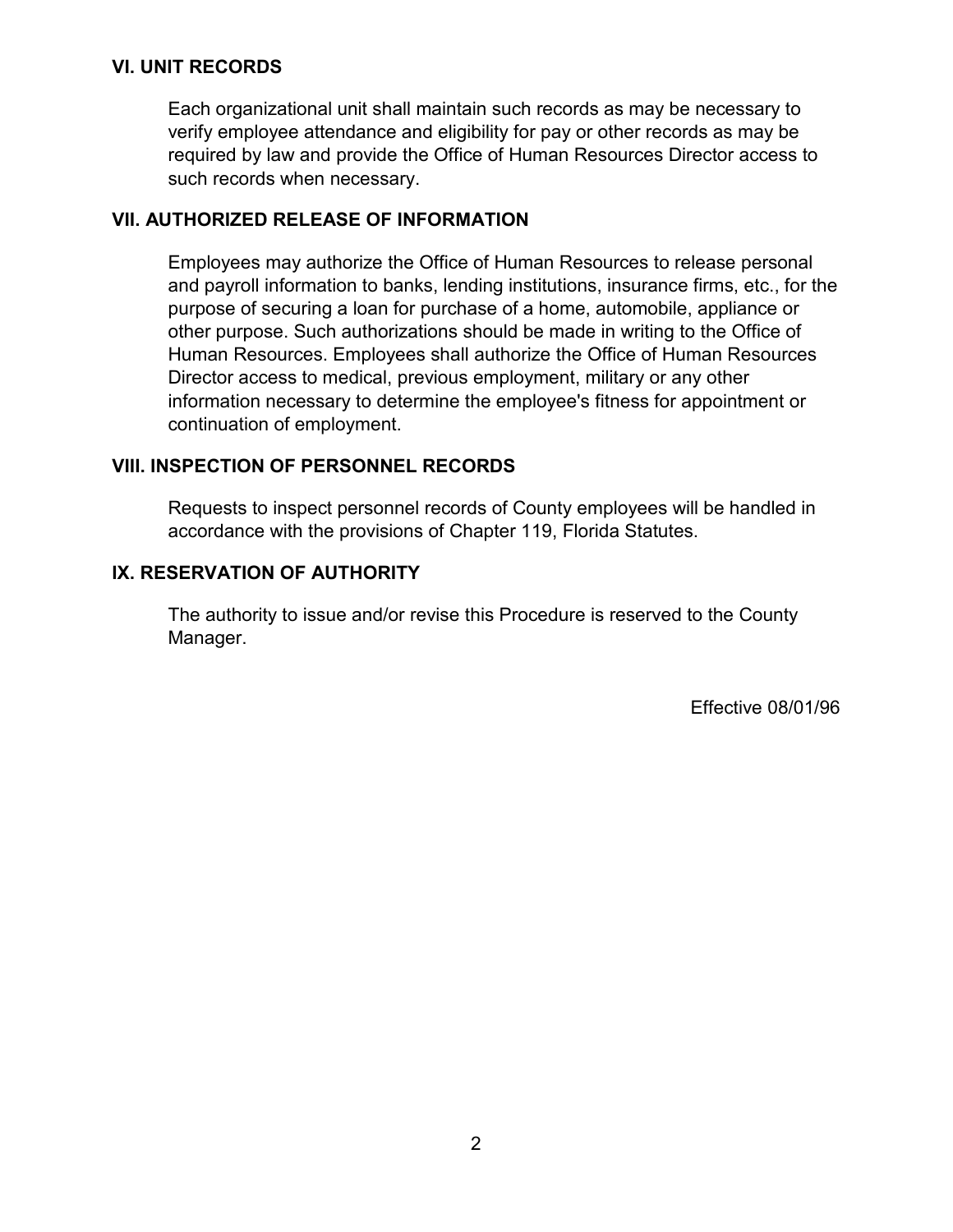### VI. UNIT RECORDS

Each organizational unit shall maintain such records as may be necessary to verify employee attendance and eligibility for pay or other records as may be required by law and provide the Office of Human Resources Director access to such records when necessary.

### VII. AUTHORIZED RELEASE OF INFORMATION

Employees may authorize the Office of Human Resources to release personal and payroll information to banks, lending institutions, insurance firms, etc., for the purpose of securing a loan for purchase of a home, automobile, appliance or other purpose. Such authorizations should be made in writing to the Office of Human Resources. Employees shall authorize the Office of Human Resources Director access to medical, previous employment, military or any other information necessary to determine the employee's fitness for appointment or continuation of employment.

### VIII. INSPECTION OF PERSONNEL RECORDS

Requests to inspect personnel records of County employees will be handled in accordance with the provisions of Chapter 119, Florida Statutes.

### IX. RESERVATION OF AUTHORITY

The authority to issue and/or revise this Procedure is reserved to the County Manager.

Effective 08/01/96